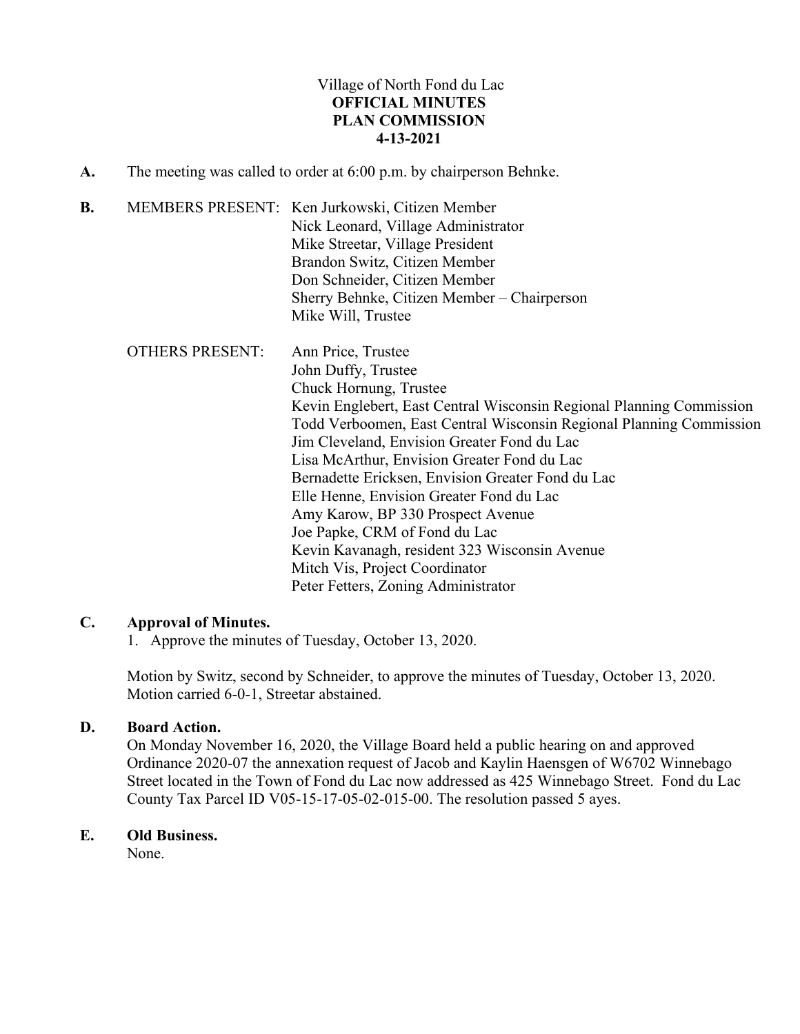Village of North Fond du Lac
**OFFICIAL MINUTES**
**PLAN COMMISSION**
**4-13-2021**

**A.** The meeting was called to order at 6:00 p.m. by chairperson Behnke.

**B.** MEMBERS PRESENT:
Ken Jurkowski, Citizen Member
Nick Leonard, Village Administrator
Mike Streetar, Village President
Brandon Switz, Citizen Member
Don Schneider, Citizen Member
Sherry Behnke, Citizen Member – Chairperson
Mike Will, Trustee

OTHERS PRESENT:
Ann Price, Trustee
John Duffy, Trustee
Chuck Hornung, Trustee
Kevin Englebert, East Central Wisconsin Regional Planning Commission
Todd Verboomen, East Central Wisconsin Regional Planning Commission
Jim Cleveland, Envision Greater Fond du Lac
Lisa McArthur, Envision Greater Fond du Lac
Bernadette Ericksen, Envision Greater Fond du Lac
Elle Henne, Envision Greater Fond du Lac
Amy Karow, BP 330 Prospect Avenue
Joe Papke, CRM of Fond du Lac
Kevin Kavanagh, resident 323 Wisconsin Avenue
Mitch Vis, Project Coordinator
Peter Fetters, Zoning Administrator

## C. Approval of Minutes.

1. Approve the minutes of Tuesday, October 13, 2020.

Motion by Switz, second by Schneider, to approve the minutes of Tuesday, October 13, 2020. Motion carried 6-0-1, Streetar abstained.

## D. Board Action.

On Monday November 16, 2020, the Village Board held a public hearing on and approved Ordinance 2020-07 the annexation request of Jacob and Kaylin Haensgen of W6702 Winnebago Street located in the Town of Fond du Lac now addressed as 425 Winnebago Street. Fond du Lac County Tax Parcel ID V05-15-17-05-02-015-00. The resolution passed 5 ayes.

## E. Old Business.

None.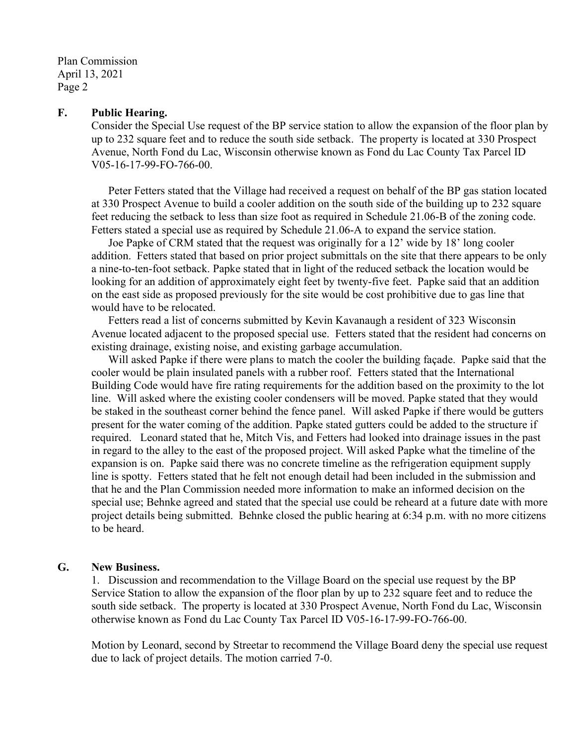## F. Public Hearing.

Consider the Special Use request of the BP service station to allow the expansion of the floor plan by up to 232 square feet and to reduce the south side setback. The property is located at 330 Prospect Avenue, North Fond du Lac, Wisconsin otherwise known as Fond du Lac County Tax Parcel ID V05-16-17-99-FO-766-00.

Peter Fetters stated that the Village had received a request on behalf of the BP gas station located at 330 Prospect Avenue to build a cooler addition on the south side of the building up to 232 square feet reducing the setback to less than size foot as required in Schedule 21.06-B of the zoning code. Fetters stated a special use as required by Schedule 21.06-A to expand the service station.

Joe Papke of CRM stated that the request was originally for a 12' wide by 18' long cooler addition. Fetters stated that based on prior project submittals on the site that there appears to be only a nine-to-ten-foot setback. Papke stated that in light of the reduced setback the location would be looking for an addition of approximately eight feet by twenty-five feet. Papke said that an addition on the east side as proposed previously for the site would be cost prohibitive due to gas line that would have to be relocated.

Fetters read a list of concerns submitted by Kevin Kavanaugh a resident of 323 Wisconsin Avenue located adjacent to the proposed special use. Fetters stated that the resident had concerns on existing drainage, existing noise, and existing garbage accumulation.

Will asked Papke if there were plans to match the cooler the building façade. Papke said that the cooler would be plain insulated panels with a rubber roof. Fetters stated that the International Building Code would have fire rating requirements for the addition based on the proximity to the lot line. Will asked where the existing cooler condensers will be moved. Papke stated that they would be staked in the southeast corner behind the fence panel. Will asked Papke if there would be gutters present for the water coming of the addition. Papke stated gutters could be added to the structure if required. Leonard stated that he, Mitch Vis, and Fetters had looked into drainage issues in the past in regard to the alley to the east of the proposed project. Will asked Papke what the timeline of the expansion is on. Papke said there was no concrete timeline as the refrigeration equipment supply line is spotty. Fetters stated that he felt not enough detail had been included in the submission and that he and the Plan Commission needed more information to make an informed decision on the special use; Behnke agreed and stated that the special use could be reheard at a future date with more project details being submitted. Behnke closed the public hearing at 6:34 p.m. with no more citizens to be heard.

## G. New Business.

1. Discussion and recommendation to the Village Board on the special use request by the BP Service Station to allow the expansion of the floor plan by up to 232 square feet and to reduce the south side setback. The property is located at 330 Prospect Avenue, North Fond du Lac, Wisconsin otherwise known as Fond du Lac County Tax Parcel ID V05-16-17-99-FO-766-00.

Motion by Leonard, second by Streetar to recommend the Village Board deny the special use request due to lack of project details. The motion carried 7-0.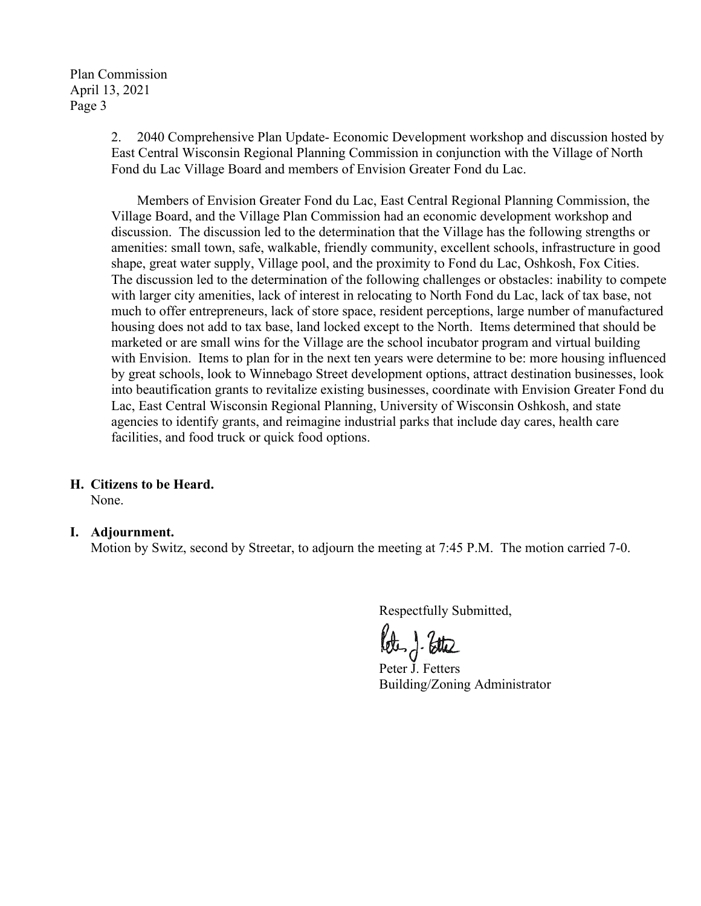2. 2040 Comprehensive Plan Update- Economic Development workshop and discussion hosted by East Central Wisconsin Regional Planning Commission in conjunction with the Village of North Fond du Lac Village Board and members of Envision Greater Fond du Lac.

Members of Envision Greater Fond du Lac, East Central Regional Planning Commission, the Village Board, and the Village Plan Commission had an economic development workshop and discussion. The discussion led to the determination that the Village has the following strengths or amenities: small town, safe, walkable, friendly community, excellent schools, infrastructure in good shape, great water supply, Village pool, and the proximity to Fond du Lac, Oshkosh, Fox Cities. The discussion led to the determination of the following challenges or obstacles: inability to compete with larger city amenities, lack of interest in relocating to North Fond du Lac, lack of tax base, not much to offer entrepreneurs, lack of store space, resident perceptions, large number of manufactured housing does not add to tax base, land locked except to the North. Items determined that should be marketed or are small wins for the Village are the school incubator program and virtual building with Envision. Items to plan for in the next ten years were determine to be: more housing influenced by great schools, look to Winnebago Street development options, attract destination businesses, look into beautification grants to revitalize existing businesses, coordinate with Envision Greater Fond du Lac, East Central Wisconsin Regional Planning, University of Wisconsin Oshkosh, and state agencies to identify grants, and reimagine industrial parks that include day cares, health care facilities, and food truck or quick food options.

**H. Citizens to be Heard.**

None.

**I. Adjournment.**

Motion by Switz, second by Streetar, to adjourn the meeting at 7:45 P.M. The motion carried 7-0.

Respectfully Submitted,

Peter J. Fetters
Building/Zoning Administrator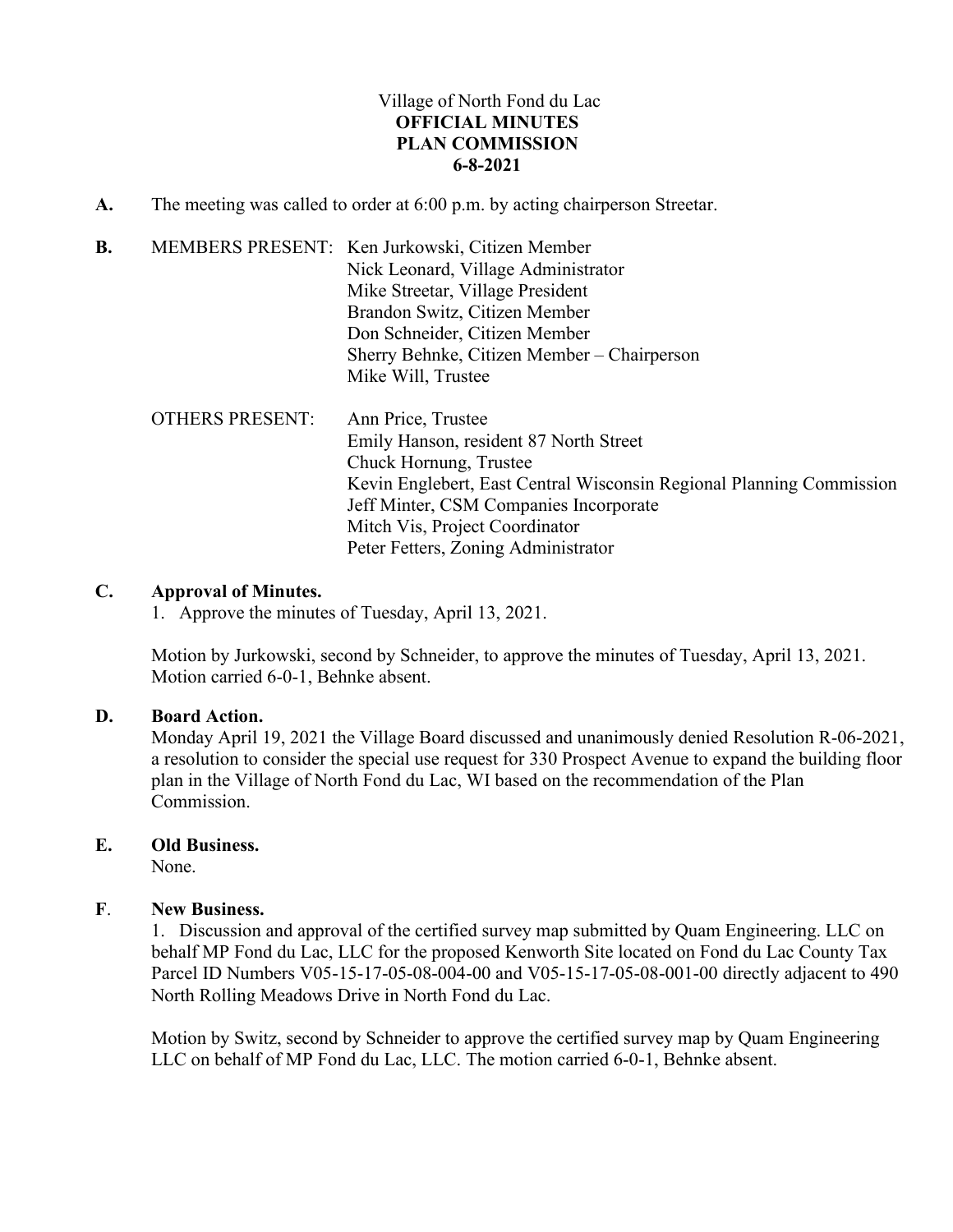Village of North Fond du Lac
**OFFICIAL MINUTES**
**PLAN COMMISSION**
**6-8-2021**

**A.** The meeting was called to order at 6:00 p.m. by acting chairperson Streetar.

**B.** MEMBERS PRESENT: Ken Jurkowski, Citizen Member
Nick Leonard, Village Administrator
Mike Streetar, Village President
Brandon Switz, Citizen Member
Don Schneider, Citizen Member
Sherry Behnke, Citizen Member – Chairperson
Mike Will, Trustee

OTHERS PRESENT: Ann Price, Trustee
Emily Hanson, resident 87 North Street
Chuck Hornung, Trustee
Kevin Englebert, East Central Wisconsin Regional Planning Commission
Jeff Minter, CSM Companies Incorporate
Mitch Vis, Project Coordinator
Peter Fetters, Zoning Administrator

**C. Approval of Minutes.**

1. Approve the minutes of Tuesday, April 13, 2021.

Motion by Jurkowski, second by Schneider, to approve the minutes of Tuesday, April 13, 2021. Motion carried 6-0-1, Behnke absent.

**D. Board Action.**

Monday April 19, 2021 the Village Board discussed and unanimously denied Resolution R-06-2021, a resolution to consider the special use request for 330 Prospect Avenue to expand the building floor plan in the Village of North Fond du Lac, WI based on the recommendation of the Plan Commission.

**E. Old Business.**

None.

**F. New Business.**

1. Discussion and approval of the certified survey map submitted by Quam Engineering. LLC on behalf MP Fond du Lac, LLC for the proposed Kenworth Site located on Fond du Lac County Tax Parcel ID Numbers V05-15-17-05-08-004-00 and V05-15-17-05-08-001-00 directly adjacent to 490 North Rolling Meadows Drive in North Fond du Lac.

Motion by Switz, second by Schneider to approve the certified survey map by Quam Engineering LLC on behalf of MP Fond du Lac, LLC. The motion carried 6-0-1, Behnke absent.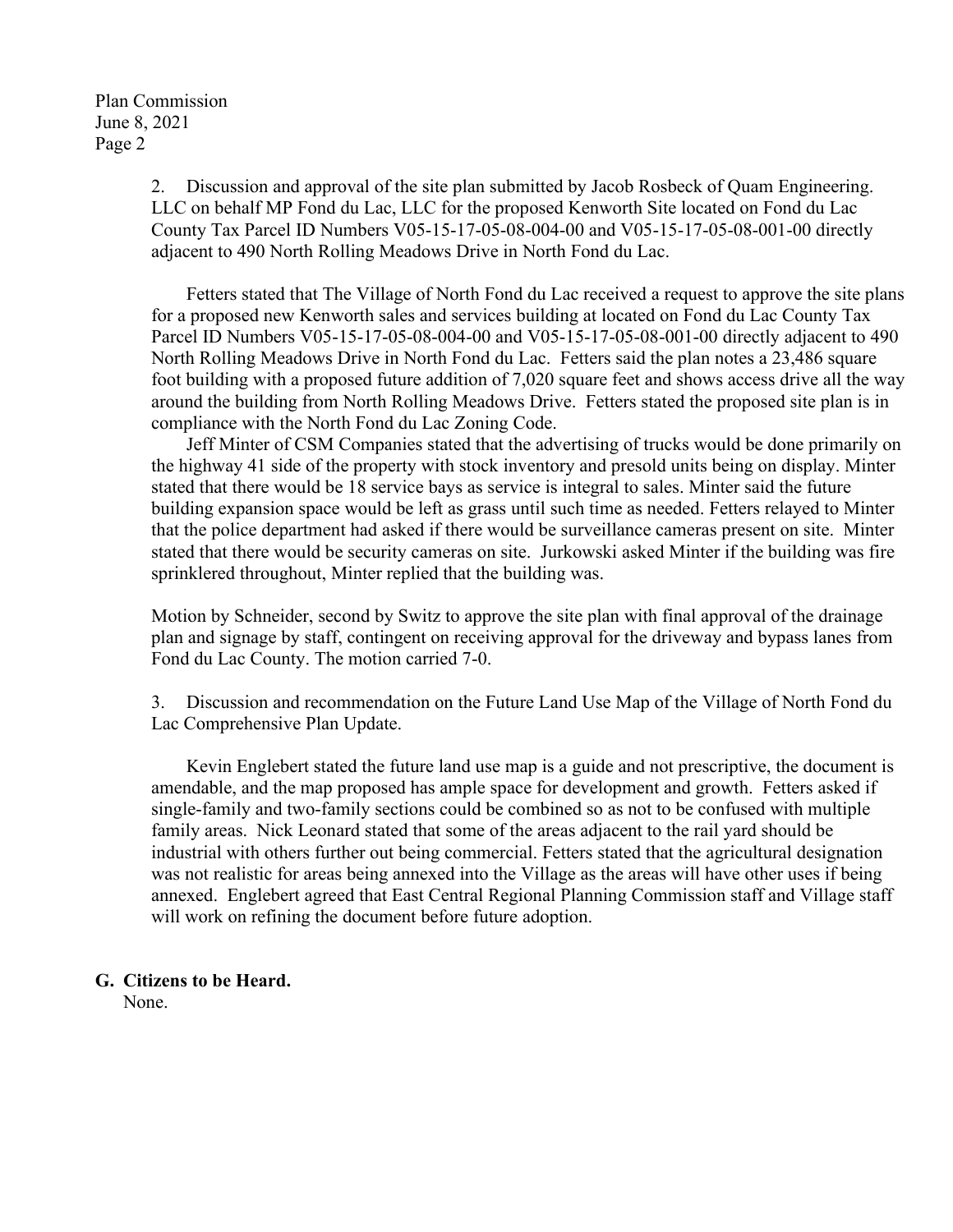2. Discussion and approval of the site plan submitted by Jacob Rosbeck of Quam Engineering. LLC on behalf MP Fond du Lac, LLC for the proposed Kenworth Site located on Fond du Lac County Tax Parcel ID Numbers V05-15-17-05-08-004-00 and V05-15-17-05-08-001-00 directly adjacent to 490 North Rolling Meadows Drive in North Fond du Lac.

Fetters stated that The Village of North Fond du Lac received a request to approve the site plans for a proposed new Kenworth sales and services building at located on Fond du Lac County Tax Parcel ID Numbers V05-15-17-05-08-004-00 and V05-15-17-05-08-001-00 directly adjacent to 490 North Rolling Meadows Drive in North Fond du Lac. Fetters said the plan notes a 23,486 square foot building with a proposed future addition of 7,020 square feet and shows access drive all the way around the building from North Rolling Meadows Drive. Fetters stated the proposed site plan is in compliance with the North Fond du Lac Zoning Code.

Jeff Minter of CSM Companies stated that the advertising of trucks would be done primarily on the highway 41 side of the property with stock inventory and presold units being on display. Minter stated that there would be 18 service bays as service is integral to sales. Minter said the future building expansion space would be left as grass until such time as needed. Fetters relayed to Minter that the police department had asked if there would be surveillance cameras present on site. Minter stated that there would be security cameras on site. Jurkowski asked Minter if the building was fire sprinklered throughout, Minter replied that the building was.

Motion by Schneider, second by Switz to approve the site plan with final approval of the drainage plan and signage by staff, contingent on receiving approval for the driveway and bypass lanes from Fond du Lac County. The motion carried 7-0.

3. Discussion and recommendation on the Future Land Use Map of the Village of North Fond du Lac Comprehensive Plan Update.

Kevin Englebert stated the future land use map is a guide and not prescriptive, the document is amendable, and the map proposed has ample space for development and growth. Fetters asked if single-family and two-family sections could be combined so as not to be confused with multiple family areas. Nick Leonard stated that some of the areas adjacent to the rail yard should be industrial with others further out being commercial. Fetters stated that the agricultural designation was not realistic for areas being annexed into the Village as the areas will have other uses if being annexed. Englebert agreed that East Central Regional Planning Commission staff and Village staff will work on refining the document before future adoption.

**G. Citizens to be Heard.**

None.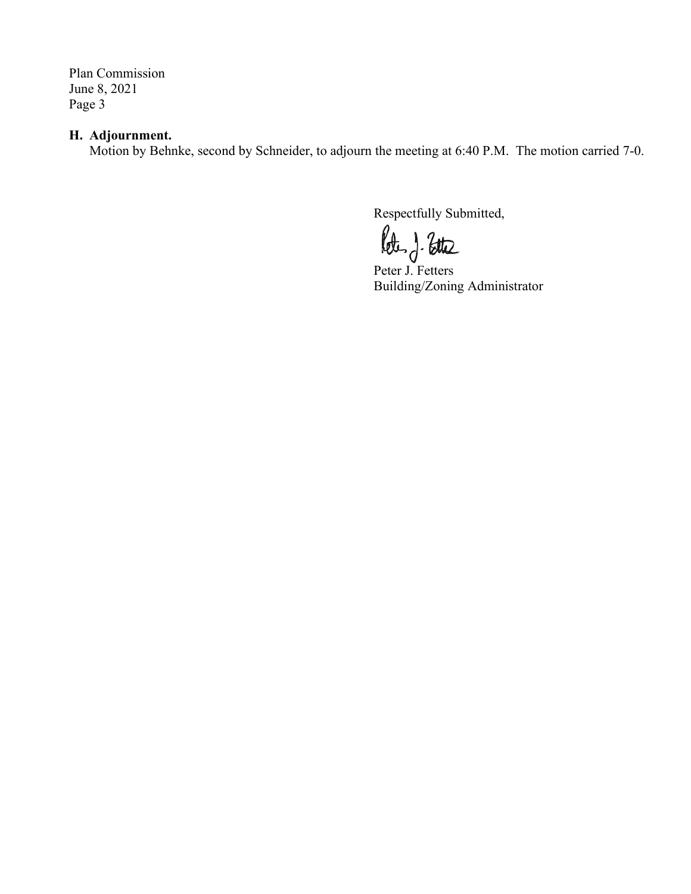**H. Adjournment.**

Motion by Behnke, second by Schneider, to adjourn the meeting at 6:40 P.M. The motion carried 7-0.

Respectfully Submitted,

Peter J. Fetters
Building/Zoning Administrator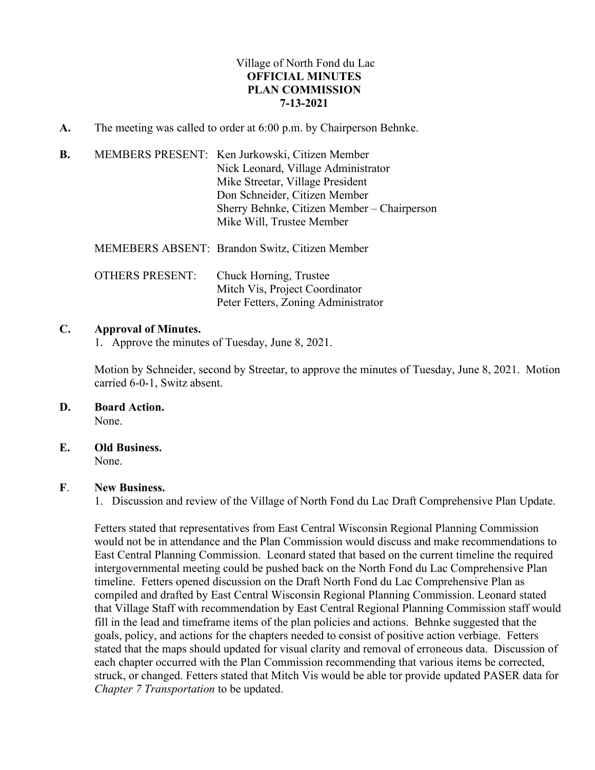Village of North Fond du Lac
**OFFICIAL MINUTES**
**PLAN COMMISSION**
**7-13-2021**

**A.** The meeting was called to order at 6:00 p.m. by Chairperson Behnke.

**B.** MEMBERS PRESENT: Ken Jurkowski, Citizen Member
Nick Leonard, Village Administrator
Mike Streetar, Village President
Don Schneider, Citizen Member
Sherry Behnke, Citizen Member – Chairperson
Mike Will, Trustee Member

MEMEBERS ABSENT: Brandon Switz, Citizen Member

OTHERS PRESENT: Chuck Horning, Trustee
Mitch Vis, Project Coordinator
Peter Fetters, Zoning Administrator

**C. Approval of Minutes.**

1. Approve the minutes of Tuesday, June 8, 2021.

Motion by Schneider, second by Streetar, to approve the minutes of Tuesday, June 8, 2021. Motion carried 6-0-1, Switz absent.

**D. Board Action.**
None.

**E. Old Business.**
None.

**F. New Business.**

1. Discussion and review of the Village of North Fond du Lac Draft Comprehensive Plan Update.

Fetters stated that representatives from East Central Wisconsin Regional Planning Commission would not be in attendance and the Plan Commission would discuss and make recommendations to East Central Planning Commission. Leonard stated that based on the current timeline the required intergovernmental meeting could be pushed back on the North Fond du Lac Comprehensive Plan timeline. Fetters opened discussion on the Draft North Fond du Lac Comprehensive Plan as compiled and drafted by East Central Wisconsin Regional Planning Commission. Leonard stated that Village Staff with recommendation by East Central Regional Planning Commission staff would fill in the lead and timeframe items of the plan policies and actions. Behnke suggested that the goals, policy, and actions for the chapters needed to consist of positive action verbiage. Fetters stated that the maps should updated for visual clarity and removal of erroneous data. Discussion of each chapter occurred with the Plan Commission recommending that various items be corrected, struck, or changed. Fetters stated that Mitch Vis would be able tor provide updated PASER data for *Chapter 7 Transportation* to be updated.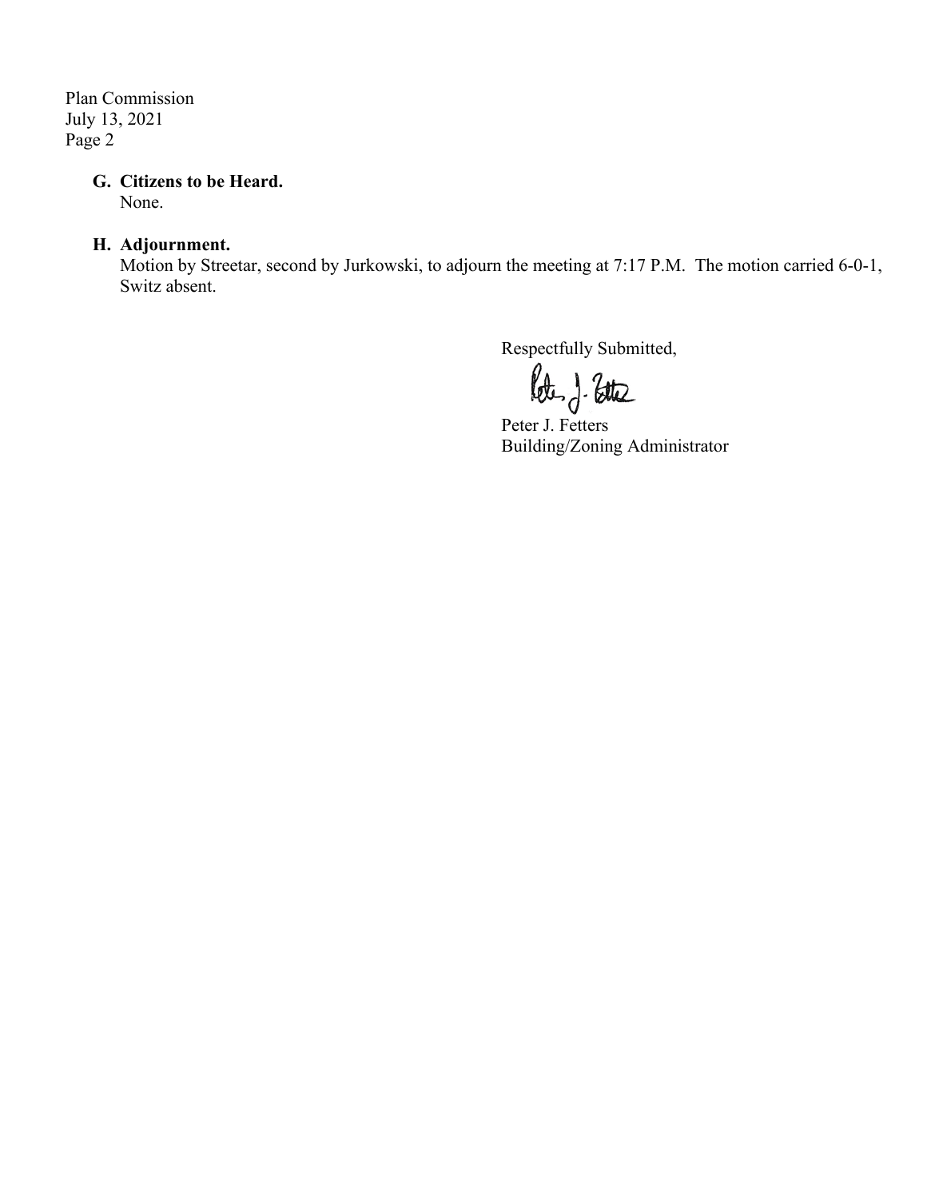**G. Citizens to be Heard.**
None.

**H. Adjournment.**
Motion by Streetar, second by Jurkowski, to adjourn the meeting at 7:17 P.M. The motion carried 6-0-1, Switz absent.

Respectfully Submitted,

Peter J. Fetters
Building/Zoning Administrator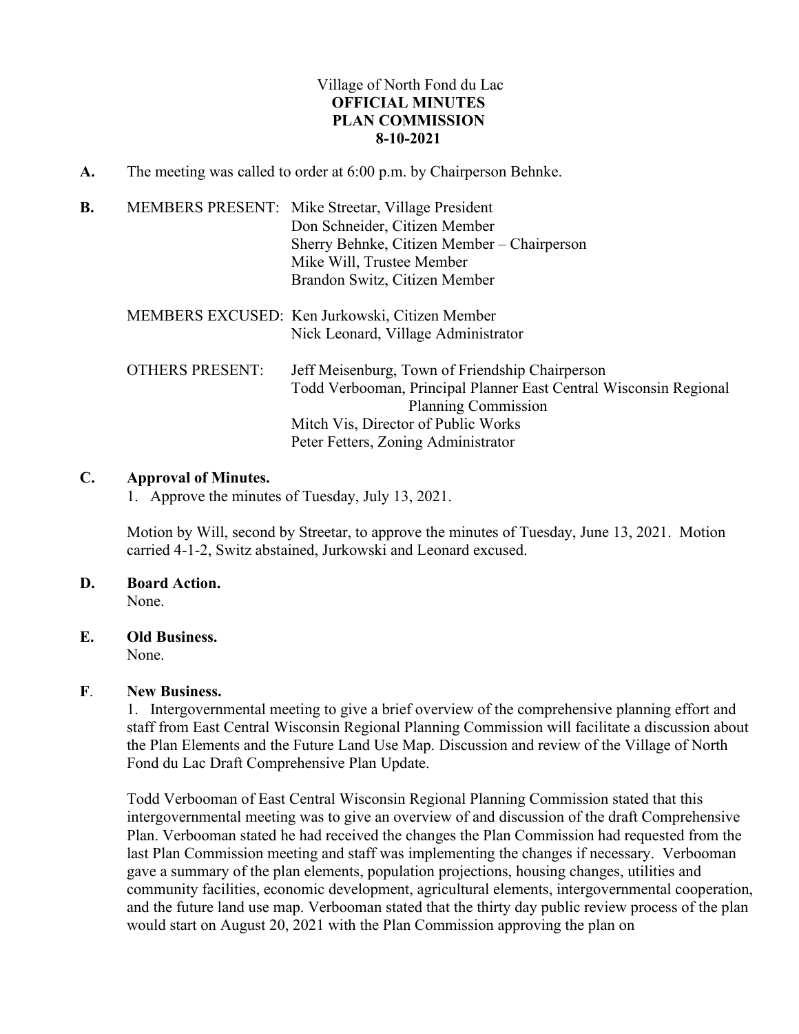Village of North Fond du Lac
**OFFICIAL MINUTES**
**PLAN COMMISSION**
**8-10-2021**

**A.** The meeting was called to order at 6:00 p.m. by Chairperson Behnke.

**B.** MEMBERS PRESENT: Mike Streetar, Village President
Don Schneider, Citizen Member
Sherry Behnke, Citizen Member – Chairperson
Mike Will, Trustee Member
Brandon Switz, Citizen Member

MEMBERS EXCUSED: Ken Jurkowski, Citizen Member
Nick Leonard, Village Administrator

OTHERS PRESENT: Jeff Meisenburg, Town of Friendship Chairperson
Todd Verbooman, Principal Planner East Central Wisconsin Regional Planning Commission
Mitch Vis, Director of Public Works
Peter Fetters, Zoning Administrator

**C. Approval of Minutes.**

1. Approve the minutes of Tuesday, July 13, 2021.

Motion by Will, second by Streetar, to approve the minutes of Tuesday, June 13, 2021. Motion carried 4-1-2, Switz abstained, Jurkowski and Leonard excused.

**D. Board Action.**
None.

**E. Old Business.**
None.

**F. New Business.**

1. Intergovernmental meeting to give a brief overview of the comprehensive planning effort and staff from East Central Wisconsin Regional Planning Commission will facilitate a discussion about the Plan Elements and the Future Land Use Map. Discussion and review of the Village of North Fond du Lac Draft Comprehensive Plan Update.

Todd Verbooman of East Central Wisconsin Regional Planning Commission stated that this intergovernmental meeting was to give an overview of and discussion of the draft Comprehensive Plan. Verbooman stated he had received the changes the Plan Commission had requested from the last Plan Commission meeting and staff was implementing the changes if necessary. Verbooman gave a summary of the plan elements, population projections, housing changes, utilities and community facilities, economic development, agricultural elements, intergovernmental cooperation, and the future land use map. Verbooman stated that the thirty day public review process of the plan would start on August 20, 2021 with the Plan Commission approving the plan on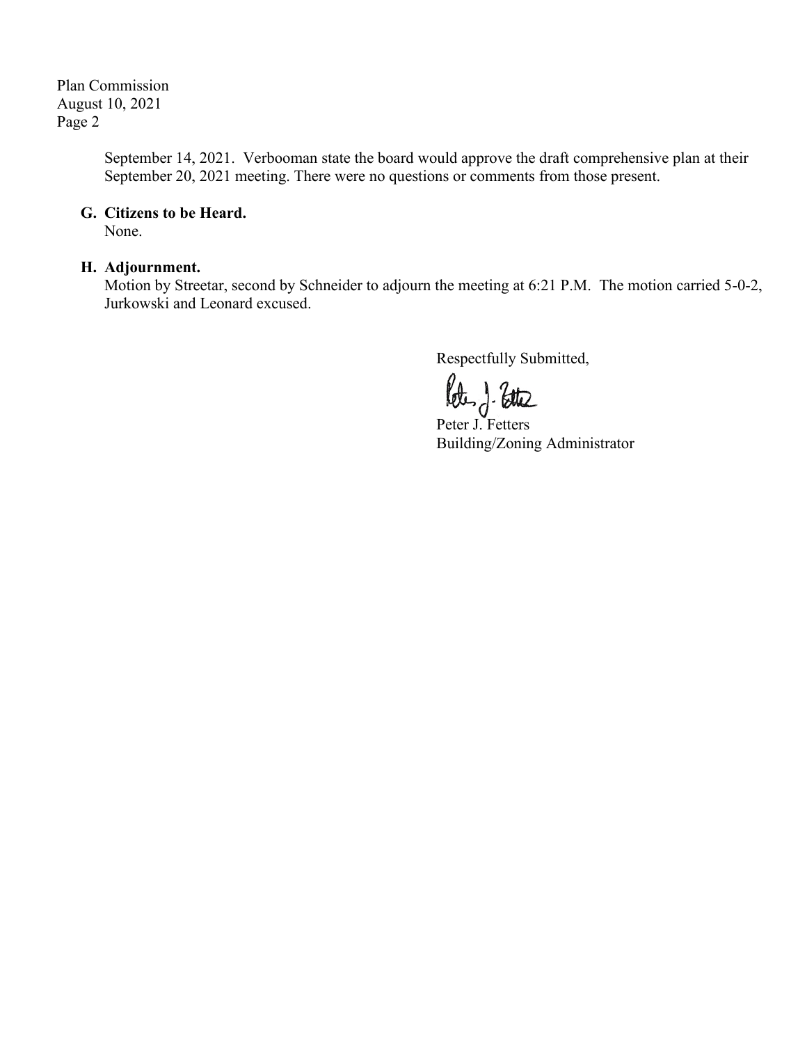September 14, 2021. Verbooman state the board would approve the draft comprehensive plan at their September 20, 2021 meeting. There were no questions or comments from those present.

**G. Citizens to be Heard.**

None.

**H. Adjournment.**

Motion by Streetar, second by Schneider to adjourn the meeting at 6:21 P.M. The motion carried 5-0-2, Jurkowski and Leonard excused.

Respectfully Submitted,

Peter J. Fetters
Building/Zoning Administrator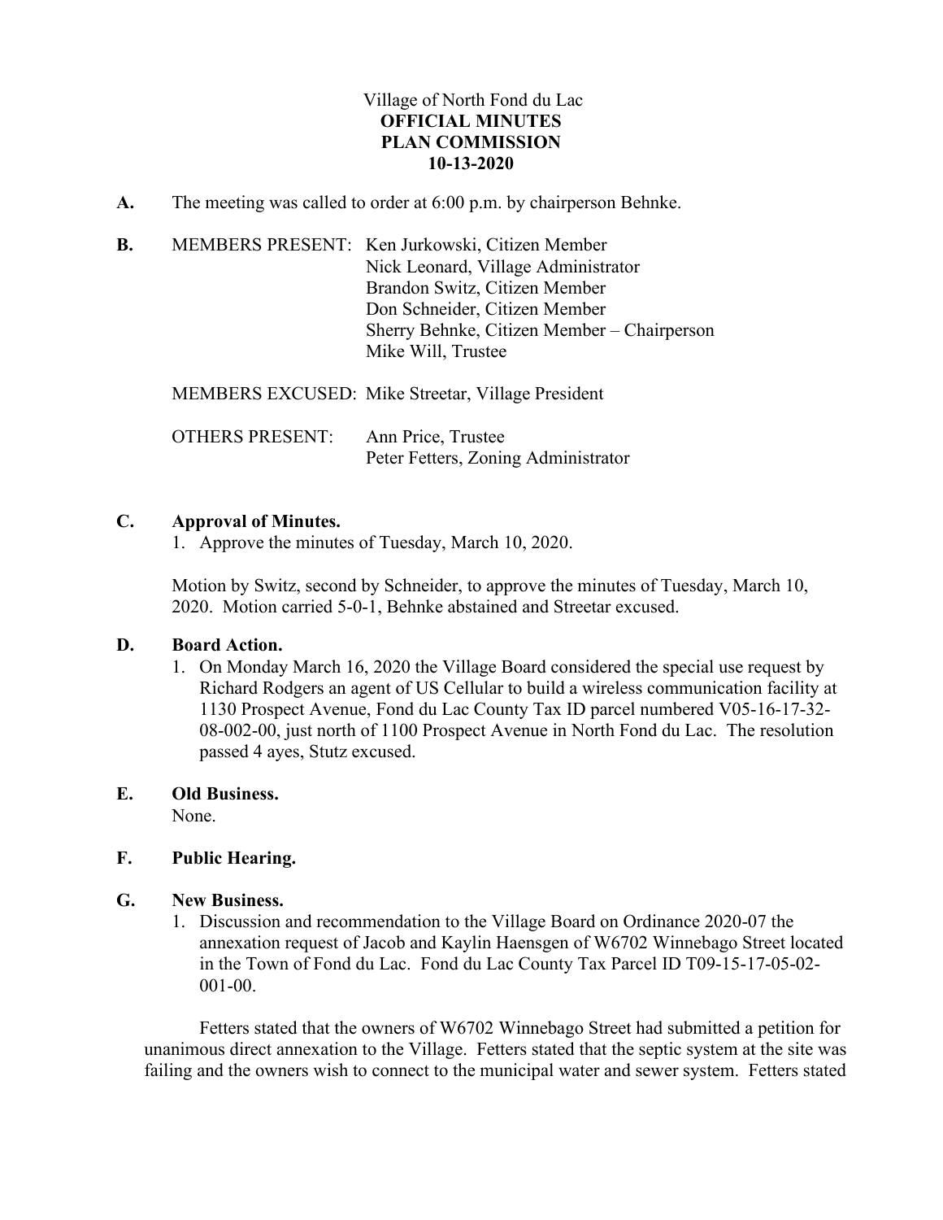Village of North Fond du Lac
**OFFICIAL MINUTES**
**PLAN COMMISSION**
**10-13-2020**

**A.** The meeting was called to order at 6:00 p.m. by chairperson Behnke.

**B.** MEMBERS PRESENT: Ken Jurkowski, Citizen Member
Nick Leonard, Village Administrator
Brandon Switz, Citizen Member
Don Schneider, Citizen Member
Sherry Behnke, Citizen Member – Chairperson
Mike Will, Trustee

MEMBERS EXCUSED: Mike Streetar, Village President

OTHERS PRESENT: Ann Price, Trustee
Peter Fetters, Zoning Administrator

**C. Approval of Minutes.**

1. Approve the minutes of Tuesday, March 10, 2020.

Motion by Switz, second by Schneider, to approve the minutes of Tuesday, March 10, 2020. Motion carried 5-0-1, Behnke abstained and Streetar excused.

**D. Board Action.**

1. On Monday March 16, 2020 the Village Board considered the special use request by Richard Rodgers an agent of US Cellular to build a wireless communication facility at 1130 Prospect Avenue, Fond du Lac County Tax ID parcel numbered V05-16-17-32-08-002-00, just north of 1100 Prospect Avenue in North Fond du Lac. The resolution passed 4 ayes, Stutz excused.

**E. Old Business.**
None.

**F. Public Hearing.**

**G. New Business.**

1. Discussion and recommendation to the Village Board on Ordinance 2020-07 the annexation request of Jacob and Kaylin Haensgen of W6702 Winnebago Street located in the Town of Fond du Lac. Fond du Lac County Tax Parcel ID T09-15-17-05-02-001-00.

Fetters stated that the owners of W6702 Winnebago Street had submitted a petition for unanimous direct annexation to the Village. Fetters stated that the septic system at the site was failing and the owners wish to connect to the municipal water and sewer system. Fetters stated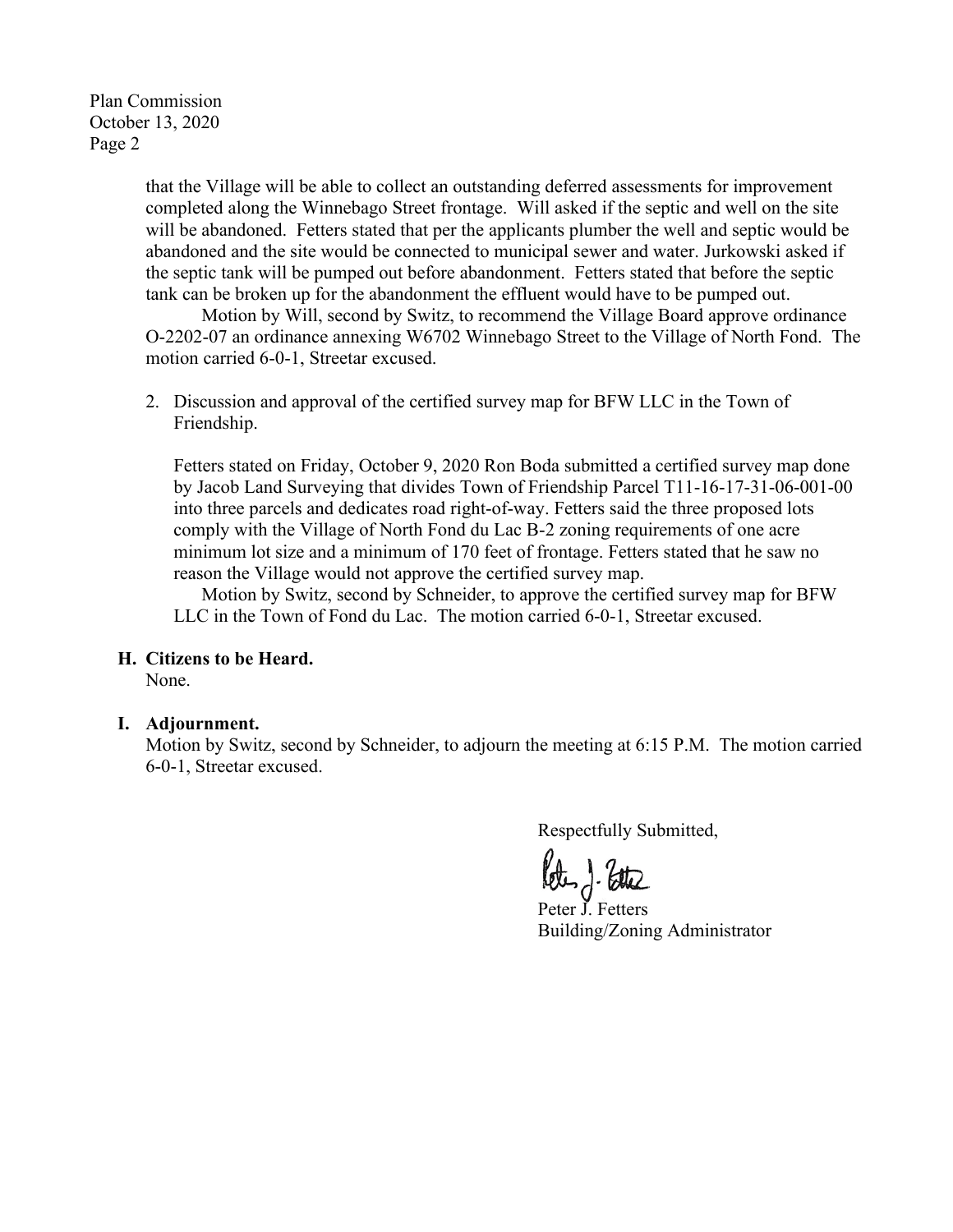that the Village will be able to collect an outstanding deferred assessments for improvement completed along the Winnebago Street frontage. Will asked if the septic and well on the site will be abandoned. Fetters stated that per the applicants plumber the well and septic would be abandoned and the site would be connected to municipal sewer and water. Jurkowski asked if the septic tank will be pumped out before abandonment. Fetters stated that before the septic tank can be broken up for the abandonment the effluent would have to be pumped out.

Motion by Will, second by Switz, to recommend the Village Board approve ordinance O-2202-07 an ordinance annexing W6702 Winnebago Street to the Village of North Fond. The motion carried 6-0-1, Streetar excused.

2. Discussion and approval of the certified survey map for BFW LLC in the Town of Friendship.

   Fetters stated on Friday, October 9, 2020 Ron Boda submitted a certified survey map done by Jacob Land Surveying that divides Town of Friendship Parcel T11-16-17-31-06-001-00 into three parcels and dedicates road right-of-way. Fetters said the three proposed lots comply with the Village of North Fond du Lac B-2 zoning requirements of one acre minimum lot size and a minimum of 170 feet of frontage. Fetters stated that he saw no reason the Village would not approve the certified survey map.

   Motion by Switz, second by Schneider, to approve the certified survey map for BFW LLC in the Town of Fond du Lac. The motion carried 6-0-1, Streetar excused.

**H. Citizens to be Heard.**

None.

**I. Adjournment.**

Motion by Switz, second by Schneider, to adjourn the meeting at 6:15 P.M. The motion carried 6-0-1, Streetar excused.

Respectfully Submitted,

Peter J. Fetters
Building/Zoning Administrator